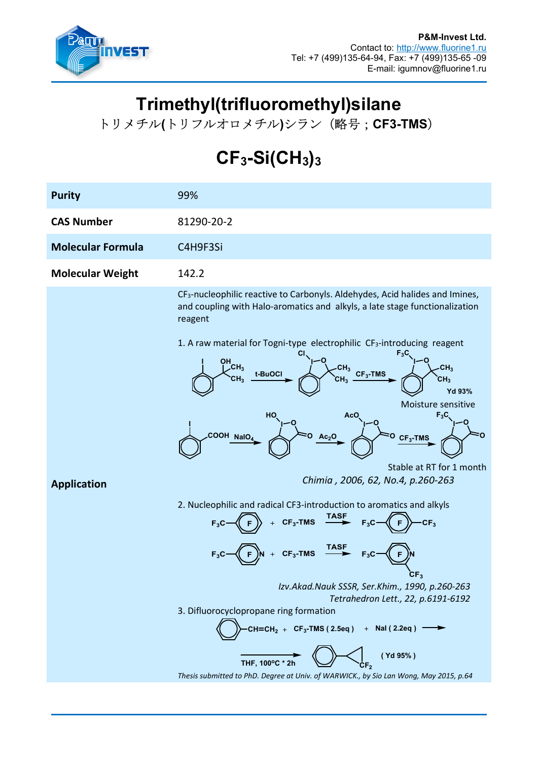P&M-Invest Ltd.
Contact to: http://www.fluorine1.ru
Tel: +7 (499)135-64-94, Fax: +7 (499)135-65 -09
E-mail: igumnov@fluorine1.ru

# Trimethyl(trifluoromethyl)silane

トリメチル(トリフルオロメチル)シラン（略号；**CF3-TMS**）

## $CF_3$-Si($CH_3$)$_3$

| | |
|---|---|
| **Purity** | 99% |
| **CAS Number** | 81290-20-2 |
| **Molecular Formula** | C4H9F3Si |
| **Molecular Weight** | 142.2 |
| **Application** | $CF_3$-nucleophilic reactive to Carbonyls. Aldehydes, Acid halides and Imines, and coupling with Halo-aromatics and alkyls, a late stage functionalization reagent |

1. A raw material for Togni-type electrophilic $CF_3$-introducing reagent

t-BuOCl; $CF_3$-TMS; Yd 93%

Moisture sensitive

$NaIO_4$; $Ac_2O$; $CF_3$-TMS

Stable at RT for 1 month

*Chimia , 2006, 62, No.4, p.260-263*

2. Nucleophilic and radical CF3-introduction to aromatics and alkyls

$F_3C$–(F) + $CF_3$-TMS —TASF→ $F_3C$–(F)–$CF_3$

$F_3C$–(F)N + $CF_3$-TMS —TASF→ $F_3C$–(F)N–$CF_3$

*Izv.Akad.Nauk SSSR, Ser.Khim., 1990, p.260-263*
*Tetrahedron Lett., 22, p.6191-6192*

3. Difluorocyclopropane ring formation

Ph–CH=$CH_2$ + $CF_3$-TMS ( 2.5eq ) + NaI ( 2.2eq ) → (THF, 100°C * 2h) → Ph–cyclopropane–$CF_2$ ( Yd 95% )

*Thesis submitted to PhD. Degree at Univ. of WARWICK., by Sio Lan Wong, May 2015, p.64*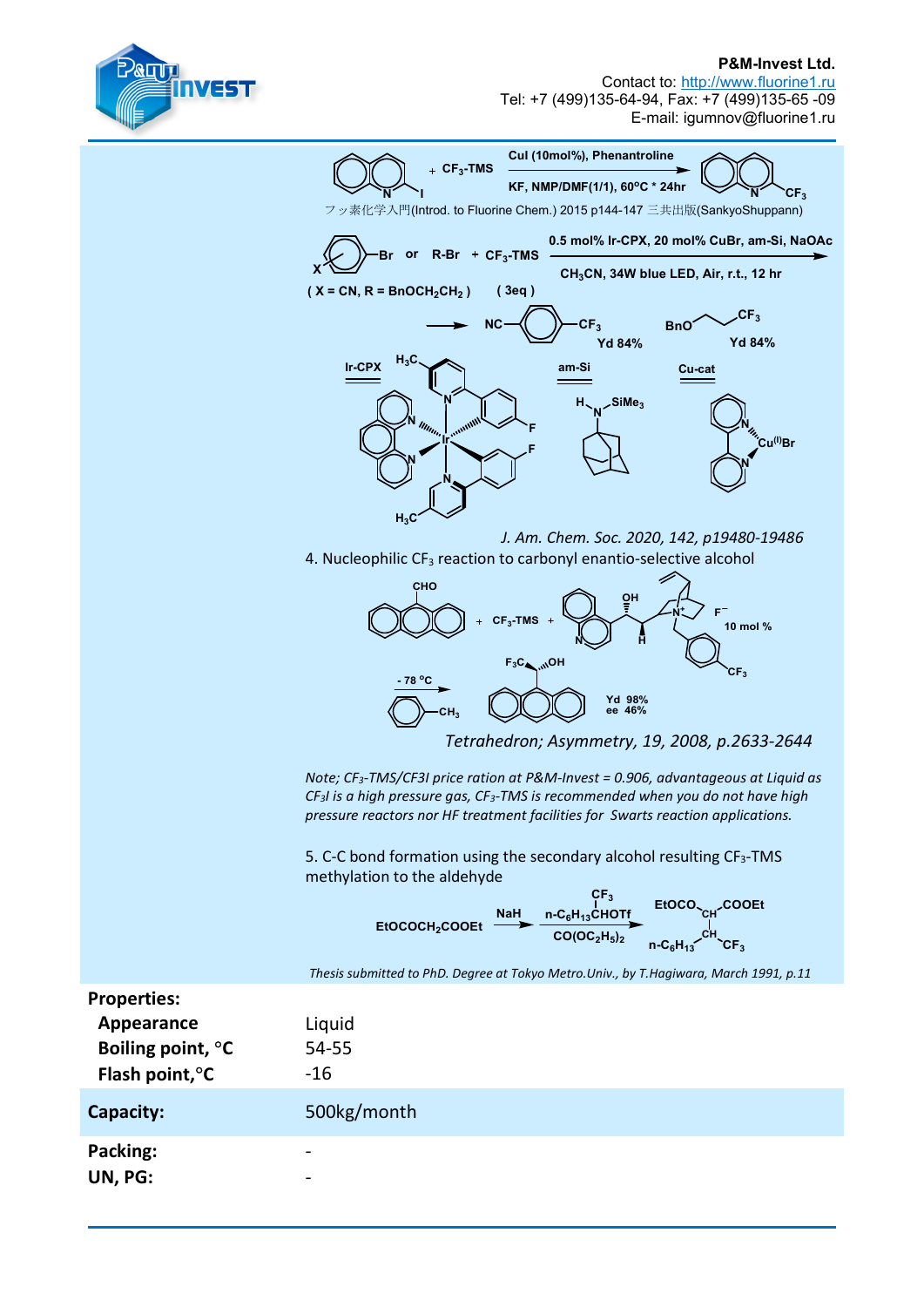+ $CF_3$-TMS → CuI (10mol%), Phenantroline / KF, NMP/DMF(1/1), 60°C * 24hr → $CF_3$

フッ素化学入門(Introd. to Fluorine Chem.) 2015 p144-147 三共出版(SankyoShuppann)

X–Ar–Br or R-Br + $CF_3$-TMS (3eq) → 0.5 mol% Ir-CPX, 20 mol% CuBr, am-Si, NaOAc / $CH_3CN$, 34W blue LED, Air, r.t., 12 hr

( X = CN, R = $BnOCH_2CH_2$ )

→ NC–Ar–$CF_3$ Yd 84%  BnO–$CH_2CH_2$–$CF_3$ Yd 84%

Ir-CPX  am-Si  Cu-cat

*J. Am. Chem. Soc. 2020, 142, p19480-19486*

4. Nucleophilic $CF_3$ reaction to carbonyl enantio-selective alcohol

CHO + $CF_3$-TMS + (catalyst) $F^-$ 10 mol %

- 78 °C, toluene → $F_3C$ OH  Yd 98% ee 46%

*Tetrahedron; Asymmetry, 19, 2008, p.2633-2644*

*Note; $CF_3$-TMS/CF3I price ration at P&M-Invest = 0.906, advantageous at Liquid as $CF_3I$ is a high pressure gas, $CF_3$-TMS is recommended when you do not have high pressure reactors nor HF treatment facilities for Swarts reaction applications.*

5. C-C bond formation using the secondary alcohol resulting $CF_3$-TMS methylation to the aldehyde

$EtOCOCH_2COOEt$ → NaH, n-$C_6H_{13}$CH($CF_3$)OTf / $CO(OC_2H_5)_2$ → (EtOCO)(COOEt)CH–CH($CF_3$)(n-$C_6H_{13}$)

*Thesis submitted to PhD. Degree at Tokyo Metro.Univ., by T.Hagiwara, March 1991, p.11*

| | |
|---|---|
| **Properties:** | |
| **Appearance** | Liquid |
| **Boiling point, °C** | 54-55 |
| **Flash point,°C** | -16 |
| **Capacity:** | 500kg/month |
| **Packing:** | - |
| **UN, PG:** | - |